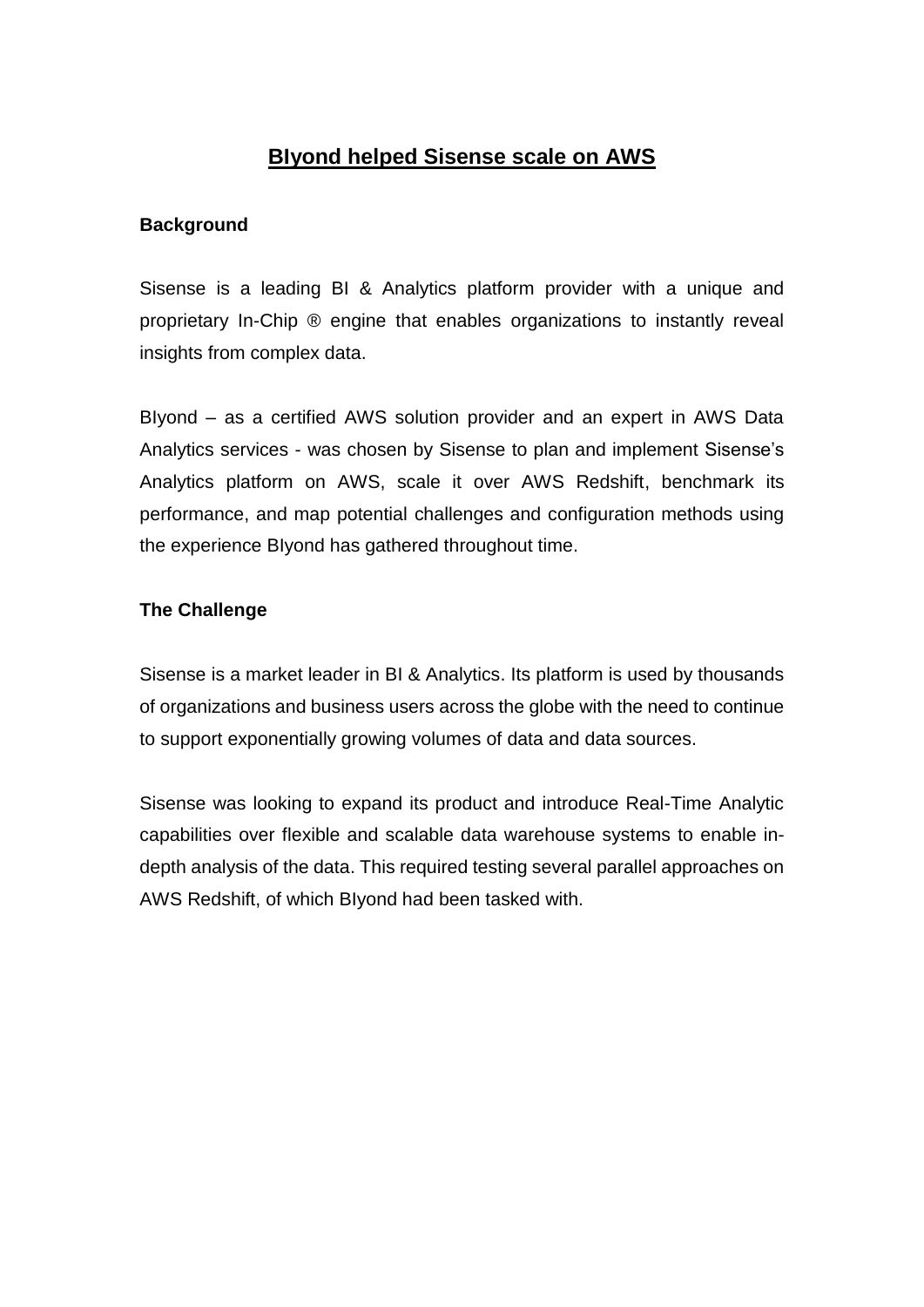# BIyond helped Sisense scale on AWS

**Background**

Sisense is a leading BI & Analytics platform provider with a unique and proprietary In-Chip ® engine that enables organizations to instantly reveal insights from complex data.

BIyond – as a certified AWS solution provider and an expert in AWS Data Analytics services - was chosen by Sisense to plan and implement Sisense's Analytics platform on AWS, scale it over AWS Redshift, benchmark its performance, and map potential challenges and configuration methods using the experience BIyond has gathered throughout time.

**The Challenge**

Sisense is a market leader in BI & Analytics. Its platform is used by thousands of organizations and business users across the globe with the need to continue to support exponentially growing volumes of data and data sources.

Sisense was looking to expand its product and introduce Real-Time Analytic capabilities over flexible and scalable data warehouse systems to enable in-depth analysis of the data. This required testing several parallel approaches on AWS Redshift, of which BIyond had been tasked with.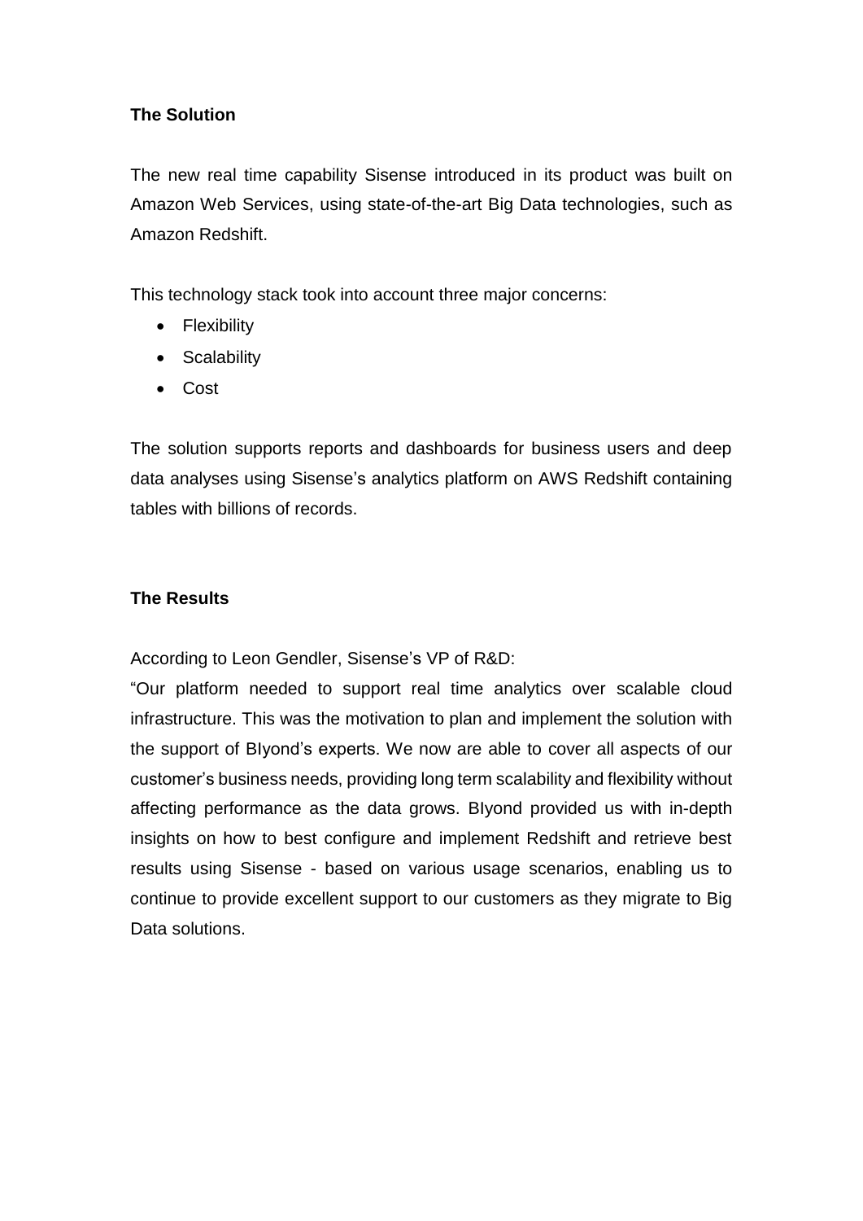### The Solution

The new real time capability Sisense introduced in its product was built on Amazon Web Services, using state-of-the-art Big Data technologies, such as Amazon Redshift.

This technology stack took into account three major concerns:

- Flexibility
- Scalability
- Cost

The solution supports reports and dashboards for business users and deep data analyses using Sisense's analytics platform on AWS Redshift containing tables with billions of records.

### The Results

According to Leon Gendler, Sisense's VP of R&D:
"Our platform needed to support real time analytics over scalable cloud infrastructure. This was the motivation to plan and implement the solution with the support of BIyond's experts. We now are able to cover all aspects of our customer's business needs, providing long term scalability and flexibility without affecting performance as the data grows. BIyond provided us with in-depth insights on how to best configure and implement Redshift and retrieve best results using Sisense - based on various usage scenarios, enabling us to continue to provide excellent support to our customers as they migrate to Big Data solutions.